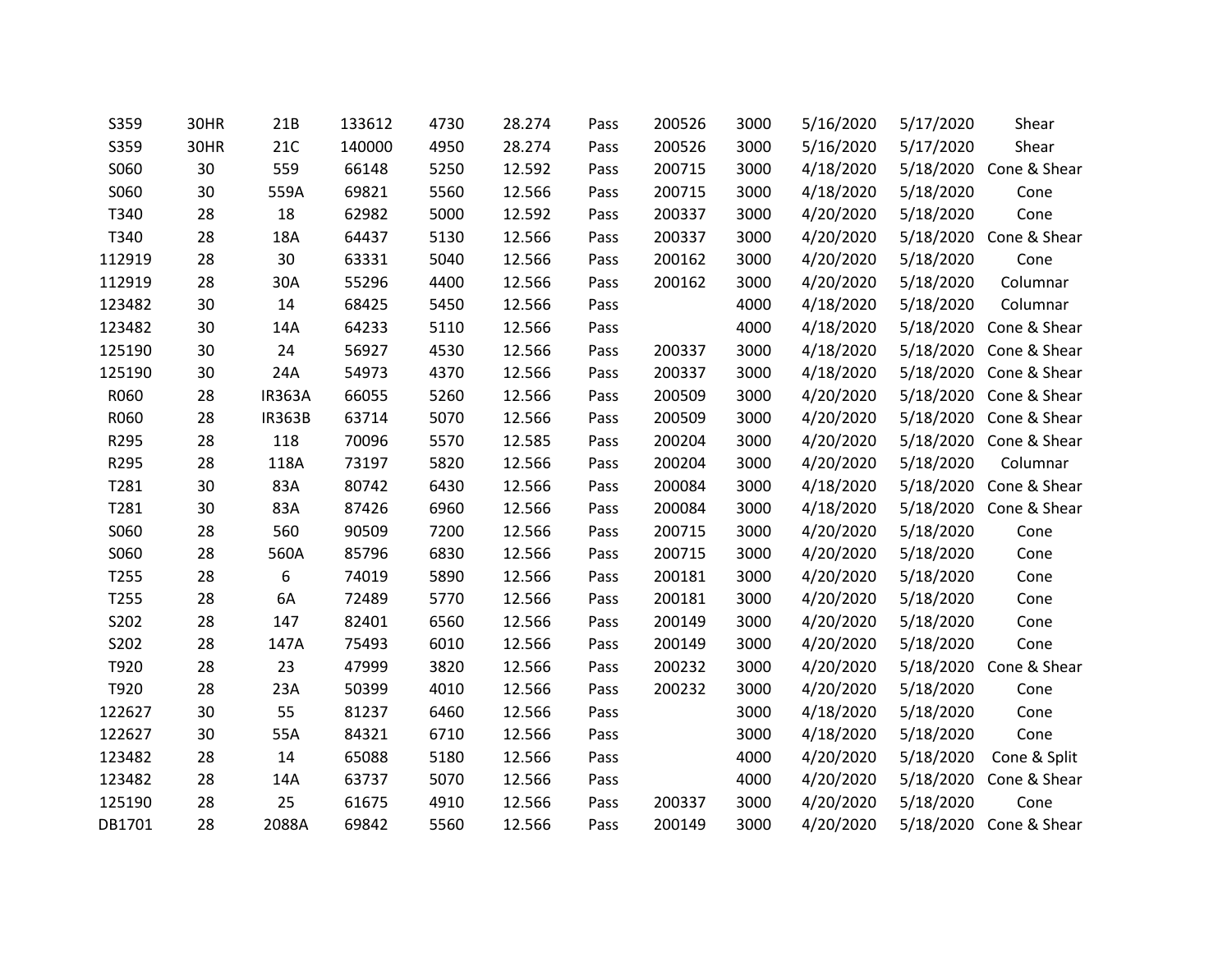| | | | | | | | | | | | |
|---|---|---|---|---|---|---|---|---|---|---|---|
| S359 | 30HR | 21B | 133612 | 4730 | 28.274 | Pass | 200526 | 3000 | 5/16/2020 | 5/17/2020 | Shear |
| S359 | 30HR | 21C | 140000 | 4950 | 28.274 | Pass | 200526 | 3000 | 5/16/2020 | 5/17/2020 | Shear |
| S060 | 30 | 559 | 66148 | 5250 | 12.592 | Pass | 200715 | 3000 | 4/18/2020 | 5/18/2020 | Cone & Shear |
| S060 | 30 | 559A | 69821 | 5560 | 12.566 | Pass | 200715 | 3000 | 4/18/2020 | 5/18/2020 | Cone |
| T340 | 28 | 18 | 62982 | 5000 | 12.592 | Pass | 200337 | 3000 | 4/20/2020 | 5/18/2020 | Cone |
| T340 | 28 | 18A | 64437 | 5130 | 12.566 | Pass | 200337 | 3000 | 4/20/2020 | 5/18/2020 | Cone & Shear |
| 112919 | 28 | 30 | 63331 | 5040 | 12.566 | Pass | 200162 | 3000 | 4/20/2020 | 5/18/2020 | Cone |
| 112919 | 28 | 30A | 55296 | 4400 | 12.566 | Pass | 200162 | 3000 | 4/20/2020 | 5/18/2020 | Columnar |
| 123482 | 30 | 14 | 68425 | 5450 | 12.566 | Pass | | 4000 | 4/18/2020 | 5/18/2020 | Columnar |
| 123482 | 30 | 14A | 64233 | 5110 | 12.566 | Pass | | 4000 | 4/18/2020 | 5/18/2020 | Cone & Shear |
| 125190 | 30 | 24 | 56927 | 4530 | 12.566 | Pass | 200337 | 3000 | 4/18/2020 | 5/18/2020 | Cone & Shear |
| 125190 | 30 | 24A | 54973 | 4370 | 12.566 | Pass | 200337 | 3000 | 4/18/2020 | 5/18/2020 | Cone & Shear |
| R060 | 28 | IR363A | 66055 | 5260 | 12.566 | Pass | 200509 | 3000 | 4/20/2020 | 5/18/2020 | Cone & Shear |
| R060 | 28 | IR363B | 63714 | 5070 | 12.566 | Pass | 200509 | 3000 | 4/20/2020 | 5/18/2020 | Cone & Shear |
| R295 | 28 | 118 | 70096 | 5570 | 12.585 | Pass | 200204 | 3000 | 4/20/2020 | 5/18/2020 | Cone & Shear |
| R295 | 28 | 118A | 73197 | 5820 | 12.566 | Pass | 200204 | 3000 | 4/20/2020 | 5/18/2020 | Columnar |
| T281 | 30 | 83A | 80742 | 6430 | 12.566 | Pass | 200084 | 3000 | 4/18/2020 | 5/18/2020 | Cone & Shear |
| T281 | 30 | 83A | 87426 | 6960 | 12.566 | Pass | 200084 | 3000 | 4/18/2020 | 5/18/2020 | Cone & Shear |
| S060 | 28 | 560 | 90509 | 7200 | 12.566 | Pass | 200715 | 3000 | 4/20/2020 | 5/18/2020 | Cone |
| S060 | 28 | 560A | 85796 | 6830 | 12.566 | Pass | 200715 | 3000 | 4/20/2020 | 5/18/2020 | Cone |
| T255 | 28 | 6 | 74019 | 5890 | 12.566 | Pass | 200181 | 3000 | 4/20/2020 | 5/18/2020 | Cone |
| T255 | 28 | 6A | 72489 | 5770 | 12.566 | Pass | 200181 | 3000 | 4/20/2020 | 5/18/2020 | Cone |
| S202 | 28 | 147 | 82401 | 6560 | 12.566 | Pass | 200149 | 3000 | 4/20/2020 | 5/18/2020 | Cone |
| S202 | 28 | 147A | 75493 | 6010 | 12.566 | Pass | 200149 | 3000 | 4/20/2020 | 5/18/2020 | Cone |
| T920 | 28 | 23 | 47999 | 3820 | 12.566 | Pass | 200232 | 3000 | 4/20/2020 | 5/18/2020 | Cone & Shear |
| T920 | 28 | 23A | 50399 | 4010 | 12.566 | Pass | 200232 | 3000 | 4/20/2020 | 5/18/2020 | Cone |
| 122627 | 30 | 55 | 81237 | 6460 | 12.566 | Pass | | 3000 | 4/18/2020 | 5/18/2020 | Cone |
| 122627 | 30 | 55A | 84321 | 6710 | 12.566 | Pass | | 3000 | 4/18/2020 | 5/18/2020 | Cone |
| 123482 | 28 | 14 | 65088 | 5180 | 12.566 | Pass | | 4000 | 4/20/2020 | 5/18/2020 | Cone & Split |
| 123482 | 28 | 14A | 63737 | 5070 | 12.566 | Pass | | 4000 | 4/20/2020 | 5/18/2020 | Cone & Shear |
| 125190 | 28 | 25 | 61675 | 4910 | 12.566 | Pass | 200337 | 3000 | 4/20/2020 | 5/18/2020 | Cone |
| DB1701 | 28 | 2088A | 69842 | 5560 | 12.566 | Pass | 200149 | 3000 | 4/20/2020 | 5/18/2020 | Cone & Shear |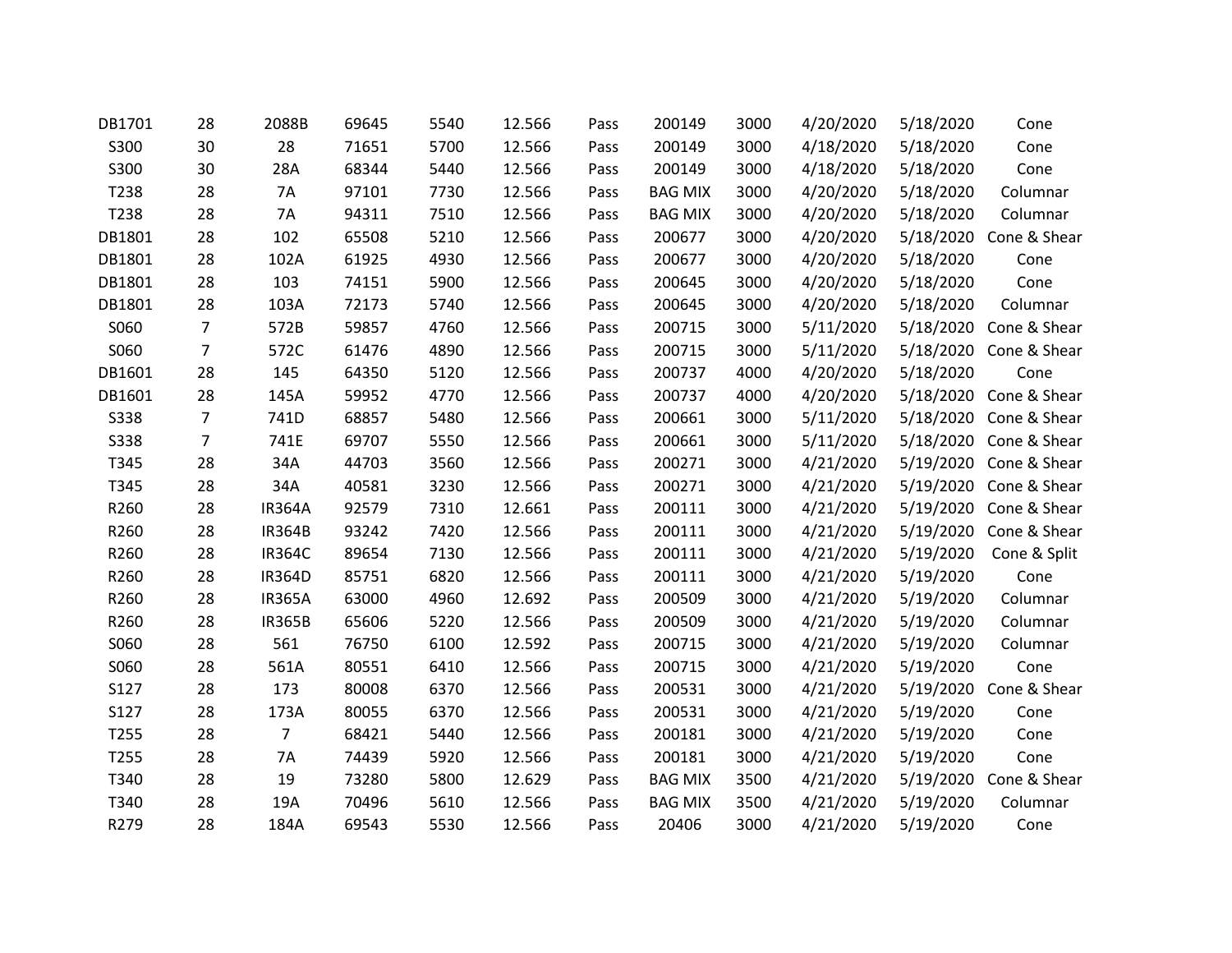| | | | | | | | | | | | |
|---|---|---|---|---|---|---|---|---|---|---|---|
| DB1701 | 28 | 2088B | 69645 | 5540 | 12.566 | Pass | 200149 | 3000 | 4/20/2020 | 5/18/2020 | Cone |
| S300 | 30 | 28 | 71651 | 5700 | 12.566 | Pass | 200149 | 3000 | 4/18/2020 | 5/18/2020 | Cone |
| S300 | 30 | 28A | 68344 | 5440 | 12.566 | Pass | 200149 | 3000 | 4/18/2020 | 5/18/2020 | Cone |
| T238 | 28 | 7A | 97101 | 7730 | 12.566 | Pass | BAG MIX | 3000 | 4/20/2020 | 5/18/2020 | Columnar |
| T238 | 28 | 7A | 94311 | 7510 | 12.566 | Pass | BAG MIX | 3000 | 4/20/2020 | 5/18/2020 | Columnar |
| DB1801 | 28 | 102 | 65508 | 5210 | 12.566 | Pass | 200677 | 3000 | 4/20/2020 | 5/18/2020 | Cone & Shear |
| DB1801 | 28 | 102A | 61925 | 4930 | 12.566 | Pass | 200677 | 3000 | 4/20/2020 | 5/18/2020 | Cone |
| DB1801 | 28 | 103 | 74151 | 5900 | 12.566 | Pass | 200645 | 3000 | 4/20/2020 | 5/18/2020 | Cone |
| DB1801 | 28 | 103A | 72173 | 5740 | 12.566 | Pass | 200645 | 3000 | 4/20/2020 | 5/18/2020 | Columnar |
| S060 | 7 | 572B | 59857 | 4760 | 12.566 | Pass | 200715 | 3000 | 5/11/2020 | 5/18/2020 | Cone & Shear |
| S060 | 7 | 572C | 61476 | 4890 | 12.566 | Pass | 200715 | 3000 | 5/11/2020 | 5/18/2020 | Cone & Shear |
| DB1601 | 28 | 145 | 64350 | 5120 | 12.566 | Pass | 200737 | 4000 | 4/20/2020 | 5/18/2020 | Cone |
| DB1601 | 28 | 145A | 59952 | 4770 | 12.566 | Pass | 200737 | 4000 | 4/20/2020 | 5/18/2020 | Cone & Shear |
| S338 | 7 | 741D | 68857 | 5480 | 12.566 | Pass | 200661 | 3000 | 5/11/2020 | 5/18/2020 | Cone & Shear |
| S338 | 7 | 741E | 69707 | 5550 | 12.566 | Pass | 200661 | 3000 | 5/11/2020 | 5/18/2020 | Cone & Shear |
| T345 | 28 | 34A | 44703 | 3560 | 12.566 | Pass | 200271 | 3000 | 4/21/2020 | 5/19/2020 | Cone & Shear |
| T345 | 28 | 34A | 40581 | 3230 | 12.566 | Pass | 200271 | 3000 | 4/21/2020 | 5/19/2020 | Cone & Shear |
| R260 | 28 | IR364A | 92579 | 7310 | 12.661 | Pass | 200111 | 3000 | 4/21/2020 | 5/19/2020 | Cone & Shear |
| R260 | 28 | IR364B | 93242 | 7420 | 12.566 | Pass | 200111 | 3000 | 4/21/2020 | 5/19/2020 | Cone & Shear |
| R260 | 28 | IR364C | 89654 | 7130 | 12.566 | Pass | 200111 | 3000 | 4/21/2020 | 5/19/2020 | Cone & Split |
| R260 | 28 | IR364D | 85751 | 6820 | 12.566 | Pass | 200111 | 3000 | 4/21/2020 | 5/19/2020 | Cone |
| R260 | 28 | IR365A | 63000 | 4960 | 12.692 | Pass | 200509 | 3000 | 4/21/2020 | 5/19/2020 | Columnar |
| R260 | 28 | IR365B | 65606 | 5220 | 12.566 | Pass | 200509 | 3000 | 4/21/2020 | 5/19/2020 | Columnar |
| S060 | 28 | 561 | 76750 | 6100 | 12.592 | Pass | 200715 | 3000 | 4/21/2020 | 5/19/2020 | Columnar |
| S060 | 28 | 561A | 80551 | 6410 | 12.566 | Pass | 200715 | 3000 | 4/21/2020 | 5/19/2020 | Cone |
| S127 | 28 | 173 | 80008 | 6370 | 12.566 | Pass | 200531 | 3000 | 4/21/2020 | 5/19/2020 | Cone & Shear |
| S127 | 28 | 173A | 80055 | 6370 | 12.566 | Pass | 200531 | 3000 | 4/21/2020 | 5/19/2020 | Cone |
| T255 | 28 | 7 | 68421 | 5440 | 12.566 | Pass | 200181 | 3000 | 4/21/2020 | 5/19/2020 | Cone |
| T255 | 28 | 7A | 74439 | 5920 | 12.566 | Pass | 200181 | 3000 | 4/21/2020 | 5/19/2020 | Cone |
| T340 | 28 | 19 | 73280 | 5800 | 12.629 | Pass | BAG MIX | 3500 | 4/21/2020 | 5/19/2020 | Cone & Shear |
| T340 | 28 | 19A | 70496 | 5610 | 12.566 | Pass | BAG MIX | 3500 | 4/21/2020 | 5/19/2020 | Columnar |
| R279 | 28 | 184A | 69543 | 5530 | 12.566 | Pass | 20406 | 3000 | 4/21/2020 | 5/19/2020 | Cone |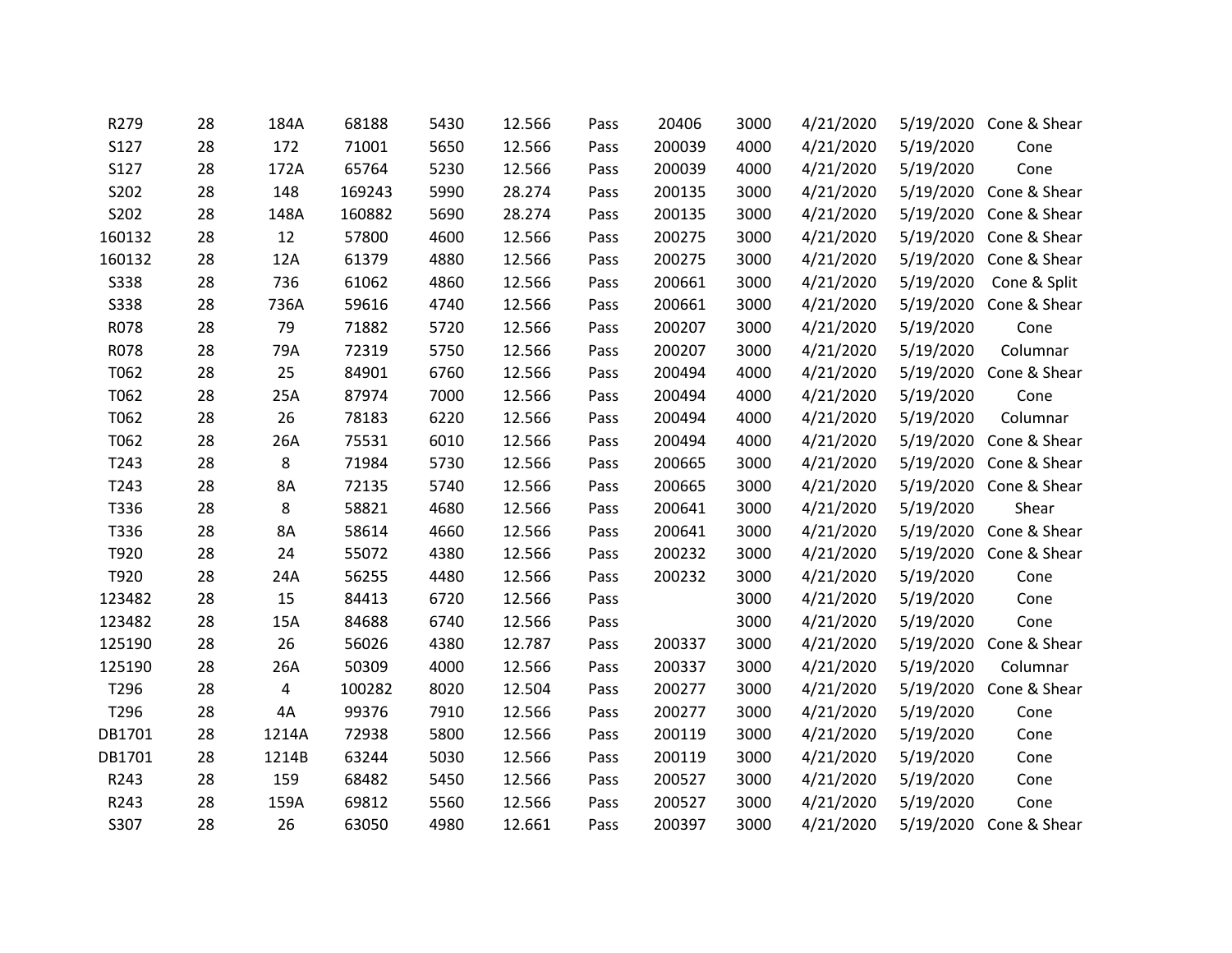| | | | | | | | | | | | |
|---|---|---|---|---|---|---|---|---|---|---|---|
| R279 | 28 | 184A | 68188 | 5430 | 12.566 | Pass | 20406 | 3000 | 4/21/2020 | 5/19/2020 | Cone & Shear |
| S127 | 28 | 172 | 71001 | 5650 | 12.566 | Pass | 200039 | 4000 | 4/21/2020 | 5/19/2020 | Cone |
| S127 | 28 | 172A | 65764 | 5230 | 12.566 | Pass | 200039 | 4000 | 4/21/2020 | 5/19/2020 | Cone |
| S202 | 28 | 148 | 169243 | 5990 | 28.274 | Pass | 200135 | 3000 | 4/21/2020 | 5/19/2020 | Cone & Shear |
| S202 | 28 | 148A | 160882 | 5690 | 28.274 | Pass | 200135 | 3000 | 4/21/2020 | 5/19/2020 | Cone & Shear |
| 160132 | 28 | 12 | 57800 | 4600 | 12.566 | Pass | 200275 | 3000 | 4/21/2020 | 5/19/2020 | Cone & Shear |
| 160132 | 28 | 12A | 61379 | 4880 | 12.566 | Pass | 200275 | 3000 | 4/21/2020 | 5/19/2020 | Cone & Shear |
| S338 | 28 | 736 | 61062 | 4860 | 12.566 | Pass | 200661 | 3000 | 4/21/2020 | 5/19/2020 | Cone & Split |
| S338 | 28 | 736A | 59616 | 4740 | 12.566 | Pass | 200661 | 3000 | 4/21/2020 | 5/19/2020 | Cone & Shear |
| R078 | 28 | 79 | 71882 | 5720 | 12.566 | Pass | 200207 | 3000 | 4/21/2020 | 5/19/2020 | Cone |
| R078 | 28 | 79A | 72319 | 5750 | 12.566 | Pass | 200207 | 3000 | 4/21/2020 | 5/19/2020 | Columnar |
| T062 | 28 | 25 | 84901 | 6760 | 12.566 | Pass | 200494 | 4000 | 4/21/2020 | 5/19/2020 | Cone & Shear |
| T062 | 28 | 25A | 87974 | 7000 | 12.566 | Pass | 200494 | 4000 | 4/21/2020 | 5/19/2020 | Cone |
| T062 | 28 | 26 | 78183 | 6220 | 12.566 | Pass | 200494 | 4000 | 4/21/2020 | 5/19/2020 | Columnar |
| T062 | 28 | 26A | 75531 | 6010 | 12.566 | Pass | 200494 | 4000 | 4/21/2020 | 5/19/2020 | Cone & Shear |
| T243 | 28 | 8 | 71984 | 5730 | 12.566 | Pass | 200665 | 3000 | 4/21/2020 | 5/19/2020 | Cone & Shear |
| T243 | 28 | 8A | 72135 | 5740 | 12.566 | Pass | 200665 | 3000 | 4/21/2020 | 5/19/2020 | Cone & Shear |
| T336 | 28 | 8 | 58821 | 4680 | 12.566 | Pass | 200641 | 3000 | 4/21/2020 | 5/19/2020 | Shear |
| T336 | 28 | 8A | 58614 | 4660 | 12.566 | Pass | 200641 | 3000 | 4/21/2020 | 5/19/2020 | Cone & Shear |
| T920 | 28 | 24 | 55072 | 4380 | 12.566 | Pass | 200232 | 3000 | 4/21/2020 | 5/19/2020 | Cone & Shear |
| T920 | 28 | 24A | 56255 | 4480 | 12.566 | Pass | 200232 | 3000 | 4/21/2020 | 5/19/2020 | Cone |
| 123482 | 28 | 15 | 84413 | 6720 | 12.566 | Pass | | 3000 | 4/21/2020 | 5/19/2020 | Cone |
| 123482 | 28 | 15A | 84688 | 6740 | 12.566 | Pass | | 3000 | 4/21/2020 | 5/19/2020 | Cone |
| 125190 | 28 | 26 | 56026 | 4380 | 12.787 | Pass | 200337 | 3000 | 4/21/2020 | 5/19/2020 | Cone & Shear |
| 125190 | 28 | 26A | 50309 | 4000 | 12.566 | Pass | 200337 | 3000 | 4/21/2020 | 5/19/2020 | Columnar |
| T296 | 28 | 4 | 100282 | 8020 | 12.504 | Pass | 200277 | 3000 | 4/21/2020 | 5/19/2020 | Cone & Shear |
| T296 | 28 | 4A | 99376 | 7910 | 12.566 | Pass | 200277 | 3000 | 4/21/2020 | 5/19/2020 | Cone |
| DB1701 | 28 | 1214A | 72938 | 5800 | 12.566 | Pass | 200119 | 3000 | 4/21/2020 | 5/19/2020 | Cone |
| DB1701 | 28 | 1214B | 63244 | 5030 | 12.566 | Pass | 200119 | 3000 | 4/21/2020 | 5/19/2020 | Cone |
| R243 | 28 | 159 | 68482 | 5450 | 12.566 | Pass | 200527 | 3000 | 4/21/2020 | 5/19/2020 | Cone |
| R243 | 28 | 159A | 69812 | 5560 | 12.566 | Pass | 200527 | 3000 | 4/21/2020 | 5/19/2020 | Cone |
| S307 | 28 | 26 | 63050 | 4980 | 12.661 | Pass | 200397 | 3000 | 4/21/2020 | 5/19/2020 | Cone & Shear |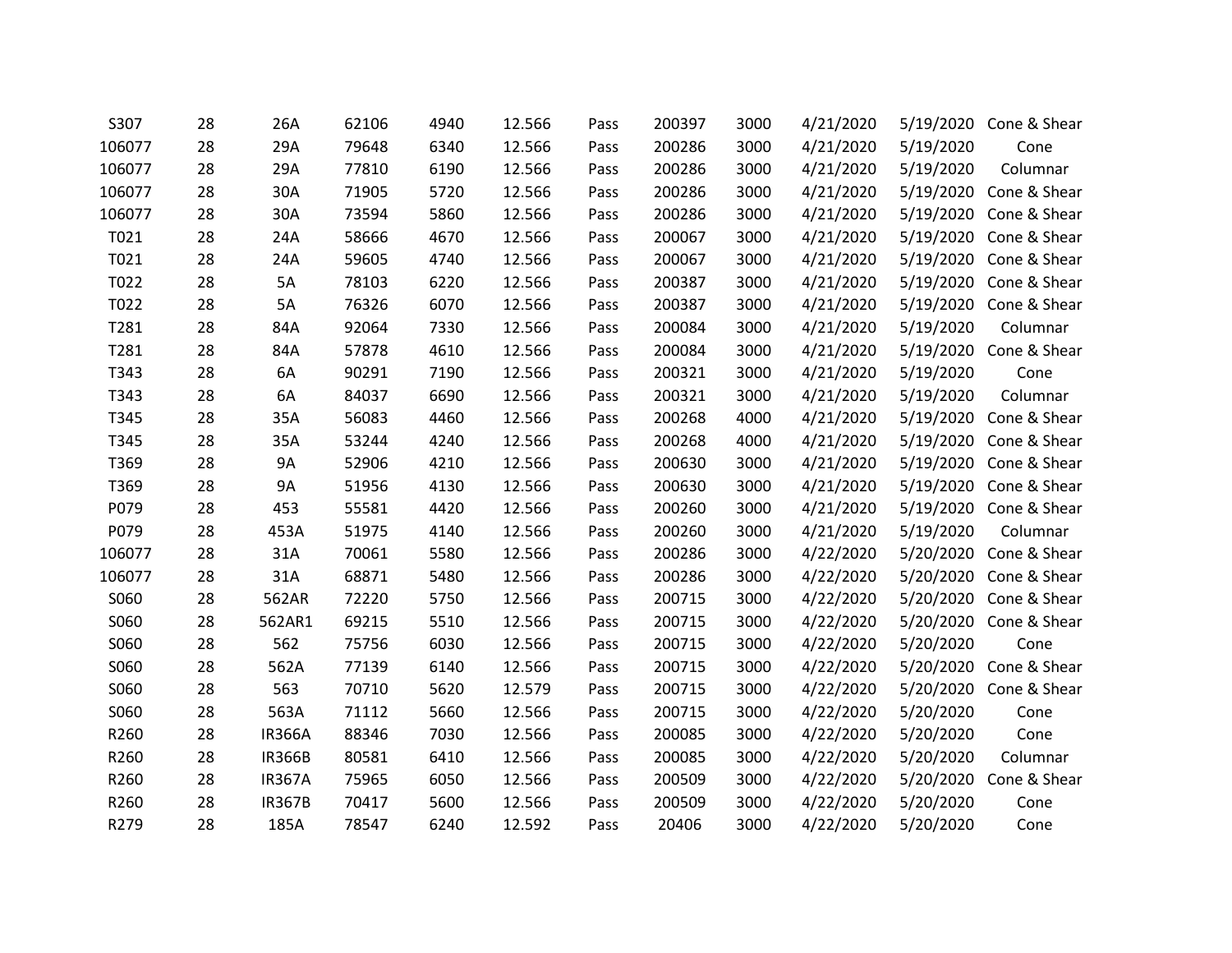| | | | | | | | | | | | |
|---|---|---|---|---|---|---|---|---|---|---|---|
| S307 | 28 | 26A | 62106 | 4940 | 12.566 | Pass | 200397 | 3000 | 4/21/2020 | 5/19/2020 | Cone & Shear |
| 106077 | 28 | 29A | 79648 | 6340 | 12.566 | Pass | 200286 | 3000 | 4/21/2020 | 5/19/2020 | Cone |
| 106077 | 28 | 29A | 77810 | 6190 | 12.566 | Pass | 200286 | 3000 | 4/21/2020 | 5/19/2020 | Columnar |
| 106077 | 28 | 30A | 71905 | 5720 | 12.566 | Pass | 200286 | 3000 | 4/21/2020 | 5/19/2020 | Cone & Shear |
| 106077 | 28 | 30A | 73594 | 5860 | 12.566 | Pass | 200286 | 3000 | 4/21/2020 | 5/19/2020 | Cone & Shear |
| T021 | 28 | 24A | 58666 | 4670 | 12.566 | Pass | 200067 | 3000 | 4/21/2020 | 5/19/2020 | Cone & Shear |
| T021 | 28 | 24A | 59605 | 4740 | 12.566 | Pass | 200067 | 3000 | 4/21/2020 | 5/19/2020 | Cone & Shear |
| T022 | 28 | 5A | 78103 | 6220 | 12.566 | Pass | 200387 | 3000 | 4/21/2020 | 5/19/2020 | Cone & Shear |
| T022 | 28 | 5A | 76326 | 6070 | 12.566 | Pass | 200387 | 3000 | 4/21/2020 | 5/19/2020 | Cone & Shear |
| T281 | 28 | 84A | 92064 | 7330 | 12.566 | Pass | 200084 | 3000 | 4/21/2020 | 5/19/2020 | Columnar |
| T281 | 28 | 84A | 57878 | 4610 | 12.566 | Pass | 200084 | 3000 | 4/21/2020 | 5/19/2020 | Cone & Shear |
| T343 | 28 | 6A | 90291 | 7190 | 12.566 | Pass | 200321 | 3000 | 4/21/2020 | 5/19/2020 | Cone |
| T343 | 28 | 6A | 84037 | 6690 | 12.566 | Pass | 200321 | 3000 | 4/21/2020 | 5/19/2020 | Columnar |
| T345 | 28 | 35A | 56083 | 4460 | 12.566 | Pass | 200268 | 4000 | 4/21/2020 | 5/19/2020 | Cone & Shear |
| T345 | 28 | 35A | 53244 | 4240 | 12.566 | Pass | 200268 | 4000 | 4/21/2020 | 5/19/2020 | Cone & Shear |
| T369 | 28 | 9A | 52906 | 4210 | 12.566 | Pass | 200630 | 3000 | 4/21/2020 | 5/19/2020 | Cone & Shear |
| T369 | 28 | 9A | 51956 | 4130 | 12.566 | Pass | 200630 | 3000 | 4/21/2020 | 5/19/2020 | Cone & Shear |
| P079 | 28 | 453 | 55581 | 4420 | 12.566 | Pass | 200260 | 3000 | 4/21/2020 | 5/19/2020 | Cone & Shear |
| P079 | 28 | 453A | 51975 | 4140 | 12.566 | Pass | 200260 | 3000 | 4/21/2020 | 5/19/2020 | Columnar |
| 106077 | 28 | 31A | 70061 | 5580 | 12.566 | Pass | 200286 | 3000 | 4/22/2020 | 5/20/2020 | Cone & Shear |
| 106077 | 28 | 31A | 68871 | 5480 | 12.566 | Pass | 200286 | 3000 | 4/22/2020 | 5/20/2020 | Cone & Shear |
| S060 | 28 | 562AR | 72220 | 5750 | 12.566 | Pass | 200715 | 3000 | 4/22/2020 | 5/20/2020 | Cone & Shear |
| S060 | 28 | 562AR1 | 69215 | 5510 | 12.566 | Pass | 200715 | 3000 | 4/22/2020 | 5/20/2020 | Cone & Shear |
| S060 | 28 | 562 | 75756 | 6030 | 12.566 | Pass | 200715 | 3000 | 4/22/2020 | 5/20/2020 | Cone |
| S060 | 28 | 562A | 77139 | 6140 | 12.566 | Pass | 200715 | 3000 | 4/22/2020 | 5/20/2020 | Cone & Shear |
| S060 | 28 | 563 | 70710 | 5620 | 12.579 | Pass | 200715 | 3000 | 4/22/2020 | 5/20/2020 | Cone & Shear |
| S060 | 28 | 563A | 71112 | 5660 | 12.566 | Pass | 200715 | 3000 | 4/22/2020 | 5/20/2020 | Cone |
| R260 | 28 | IR366A | 88346 | 7030 | 12.566 | Pass | 200085 | 3000 | 4/22/2020 | 5/20/2020 | Cone |
| R260 | 28 | IR366B | 80581 | 6410 | 12.566 | Pass | 200085 | 3000 | 4/22/2020 | 5/20/2020 | Columnar |
| R260 | 28 | IR367A | 75965 | 6050 | 12.566 | Pass | 200509 | 3000 | 4/22/2020 | 5/20/2020 | Cone & Shear |
| R260 | 28 | IR367B | 70417 | 5600 | 12.566 | Pass | 200509 | 3000 | 4/22/2020 | 5/20/2020 | Cone |
| R279 | 28 | 185A | 78547 | 6240 | 12.592 | Pass | 20406 | 3000 | 4/22/2020 | 5/20/2020 | Cone |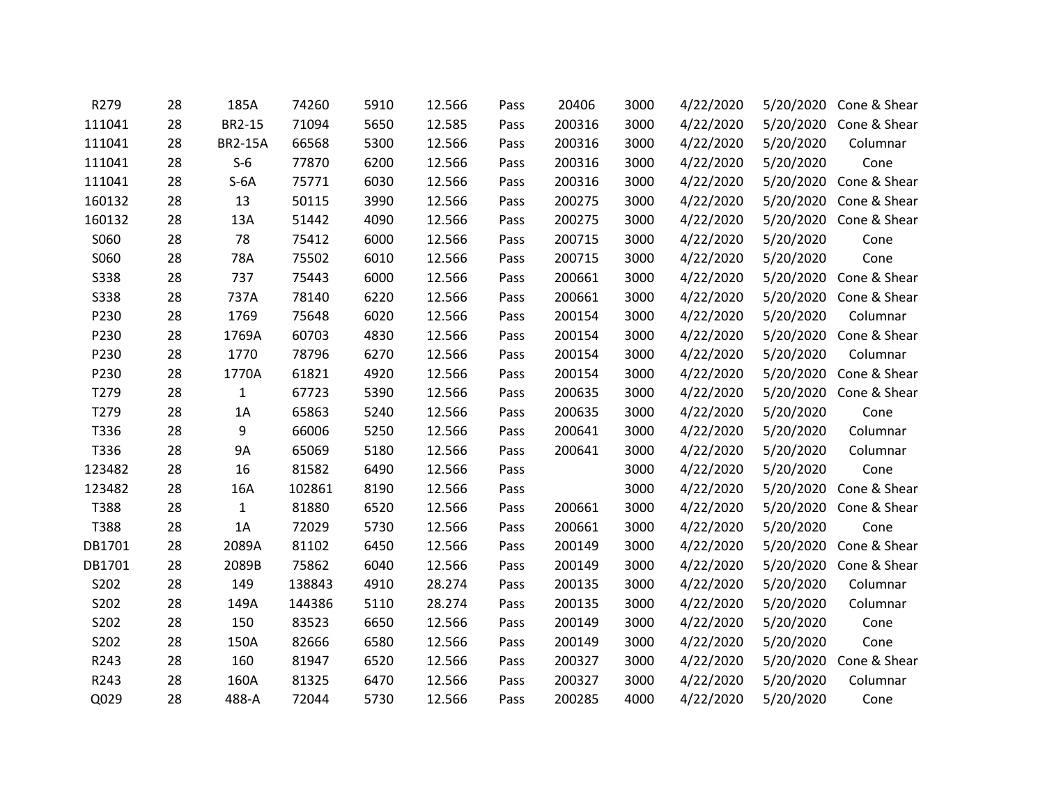| | | | | | | | | | | | |
|---|---|---|---|---|---|---|---|---|---|---|---|
| R279 | 28 | 185A | 74260 | 5910 | 12.566 | Pass | 20406 | 3000 | 4/22/2020 | 5/20/2020 | Cone & Shear |
| 111041 | 28 | BR2-15 | 71094 | 5650 | 12.585 | Pass | 200316 | 3000 | 4/22/2020 | 5/20/2020 | Cone & Shear |
| 111041 | 28 | BR2-15A | 66568 | 5300 | 12.566 | Pass | 200316 | 3000 | 4/22/2020 | 5/20/2020 | Columnar |
| 111041 | 28 | S-6 | 77870 | 6200 | 12.566 | Pass | 200316 | 3000 | 4/22/2020 | 5/20/2020 | Cone |
| 111041 | 28 | S-6A | 75771 | 6030 | 12.566 | Pass | 200316 | 3000 | 4/22/2020 | 5/20/2020 | Cone & Shear |
| 160132 | 28 | 13 | 50115 | 3990 | 12.566 | Pass | 200275 | 3000 | 4/22/2020 | 5/20/2020 | Cone & Shear |
| 160132 | 28 | 13A | 51442 | 4090 | 12.566 | Pass | 200275 | 3000 | 4/22/2020 | 5/20/2020 | Cone & Shear |
| S060 | 28 | 78 | 75412 | 6000 | 12.566 | Pass | 200715 | 3000 | 4/22/2020 | 5/20/2020 | Cone |
| S060 | 28 | 78A | 75502 | 6010 | 12.566 | Pass | 200715 | 3000 | 4/22/2020 | 5/20/2020 | Cone |
| S338 | 28 | 737 | 75443 | 6000 | 12.566 | Pass | 200661 | 3000 | 4/22/2020 | 5/20/2020 | Cone & Shear |
| S338 | 28 | 737A | 78140 | 6220 | 12.566 | Pass | 200661 | 3000 | 4/22/2020 | 5/20/2020 | Cone & Shear |
| P230 | 28 | 1769 | 75648 | 6020 | 12.566 | Pass | 200154 | 3000 | 4/22/2020 | 5/20/2020 | Columnar |
| P230 | 28 | 1769A | 60703 | 4830 | 12.566 | Pass | 200154 | 3000 | 4/22/2020 | 5/20/2020 | Cone & Shear |
| P230 | 28 | 1770 | 78796 | 6270 | 12.566 | Pass | 200154 | 3000 | 4/22/2020 | 5/20/2020 | Columnar |
| P230 | 28 | 1770A | 61821 | 4920 | 12.566 | Pass | 200154 | 3000 | 4/22/2020 | 5/20/2020 | Cone & Shear |
| T279 | 28 | 1 | 67723 | 5390 | 12.566 | Pass | 200635 | 3000 | 4/22/2020 | 5/20/2020 | Cone & Shear |
| T279 | 28 | 1A | 65863 | 5240 | 12.566 | Pass | 200635 | 3000 | 4/22/2020 | 5/20/2020 | Cone |
| T336 | 28 | 9 | 66006 | 5250 | 12.566 | Pass | 200641 | 3000 | 4/22/2020 | 5/20/2020 | Columnar |
| T336 | 28 | 9A | 65069 | 5180 | 12.566 | Pass | 200641 | 3000 | 4/22/2020 | 5/20/2020 | Columnar |
| 123482 | 28 | 16 | 81582 | 6490 | 12.566 | Pass | | 3000 | 4/22/2020 | 5/20/2020 | Cone |
| 123482 | 28 | 16A | 102861 | 8190 | 12.566 | Pass | | 3000 | 4/22/2020 | 5/20/2020 | Cone & Shear |
| T388 | 28 | 1 | 81880 | 6520 | 12.566 | Pass | 200661 | 3000 | 4/22/2020 | 5/20/2020 | Cone & Shear |
| T388 | 28 | 1A | 72029 | 5730 | 12.566 | Pass | 200661 | 3000 | 4/22/2020 | 5/20/2020 | Cone |
| DB1701 | 28 | 2089A | 81102 | 6450 | 12.566 | Pass | 200149 | 3000 | 4/22/2020 | 5/20/2020 | Cone & Shear |
| DB1701 | 28 | 2089B | 75862 | 6040 | 12.566 | Pass | 200149 | 3000 | 4/22/2020 | 5/20/2020 | Cone & Shear |
| S202 | 28 | 149 | 138843 | 4910 | 28.274 | Pass | 200135 | 3000 | 4/22/2020 | 5/20/2020 | Columnar |
| S202 | 28 | 149A | 144386 | 5110 | 28.274 | Pass | 200135 | 3000 | 4/22/2020 | 5/20/2020 | Columnar |
| S202 | 28 | 150 | 83523 | 6650 | 12.566 | Pass | 200149 | 3000 | 4/22/2020 | 5/20/2020 | Cone |
| S202 | 28 | 150A | 82666 | 6580 | 12.566 | Pass | 200149 | 3000 | 4/22/2020 | 5/20/2020 | Cone |
| R243 | 28 | 160 | 81947 | 6520 | 12.566 | Pass | 200327 | 3000 | 4/22/2020 | 5/20/2020 | Cone & Shear |
| R243 | 28 | 160A | 81325 | 6470 | 12.566 | Pass | 200327 | 3000 | 4/22/2020 | 5/20/2020 | Columnar |
| Q029 | 28 | 488-A | 72044 | 5730 | 12.566 | Pass | 200285 | 4000 | 4/22/2020 | 5/20/2020 | Cone |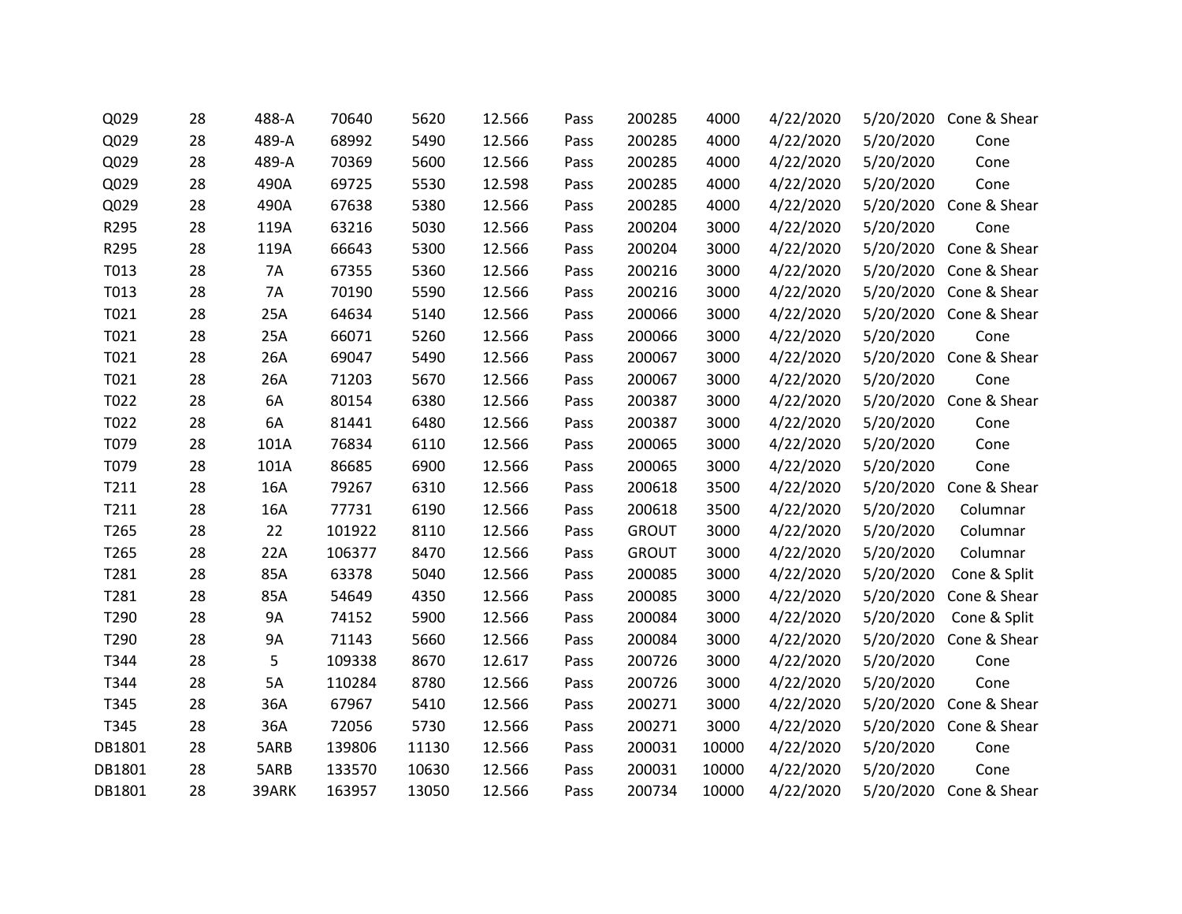| | | | | | | | | | | | |
|---|---|---|---|---|---|---|---|---|---|---|---|
| Q029 | 28 | 488-A | 70640 | 5620 | 12.566 | Pass | 200285 | 4000 | 4/22/2020 | 5/20/2020 | Cone & Shear |
| Q029 | 28 | 489-A | 68992 | 5490 | 12.566 | Pass | 200285 | 4000 | 4/22/2020 | 5/20/2020 | Cone |
| Q029 | 28 | 489-A | 70369 | 5600 | 12.566 | Pass | 200285 | 4000 | 4/22/2020 | 5/20/2020 | Cone |
| Q029 | 28 | 490A | 69725 | 5530 | 12.598 | Pass | 200285 | 4000 | 4/22/2020 | 5/20/2020 | Cone |
| Q029 | 28 | 490A | 67638 | 5380 | 12.566 | Pass | 200285 | 4000 | 4/22/2020 | 5/20/2020 | Cone & Shear |
| R295 | 28 | 119A | 63216 | 5030 | 12.566 | Pass | 200204 | 3000 | 4/22/2020 | 5/20/2020 | Cone |
| R295 | 28 | 119A | 66643 | 5300 | 12.566 | Pass | 200204 | 3000 | 4/22/2020 | 5/20/2020 | Cone & Shear |
| T013 | 28 | 7A | 67355 | 5360 | 12.566 | Pass | 200216 | 3000 | 4/22/2020 | 5/20/2020 | Cone & Shear |
| T013 | 28 | 7A | 70190 | 5590 | 12.566 | Pass | 200216 | 3000 | 4/22/2020 | 5/20/2020 | Cone & Shear |
| T021 | 28 | 25A | 64634 | 5140 | 12.566 | Pass | 200066 | 3000 | 4/22/2020 | 5/20/2020 | Cone & Shear |
| T021 | 28 | 25A | 66071 | 5260 | 12.566 | Pass | 200066 | 3000 | 4/22/2020 | 5/20/2020 | Cone |
| T021 | 28 | 26A | 69047 | 5490 | 12.566 | Pass | 200067 | 3000 | 4/22/2020 | 5/20/2020 | Cone & Shear |
| T021 | 28 | 26A | 71203 | 5670 | 12.566 | Pass | 200067 | 3000 | 4/22/2020 | 5/20/2020 | Cone |
| T022 | 28 | 6A | 80154 | 6380 | 12.566 | Pass | 200387 | 3000 | 4/22/2020 | 5/20/2020 | Cone & Shear |
| T022 | 28 | 6A | 81441 | 6480 | 12.566 | Pass | 200387 | 3000 | 4/22/2020 | 5/20/2020 | Cone |
| T079 | 28 | 101A | 76834 | 6110 | 12.566 | Pass | 200065 | 3000 | 4/22/2020 | 5/20/2020 | Cone |
| T079 | 28 | 101A | 86685 | 6900 | 12.566 | Pass | 200065 | 3000 | 4/22/2020 | 5/20/2020 | Cone |
| T211 | 28 | 16A | 79267 | 6310 | 12.566 | Pass | 200618 | 3500 | 4/22/2020 | 5/20/2020 | Cone & Shear |
| T211 | 28 | 16A | 77731 | 6190 | 12.566 | Pass | 200618 | 3500 | 4/22/2020 | 5/20/2020 | Columnar |
| T265 | 28 | 22 | 101922 | 8110 | 12.566 | Pass | GROUT | 3000 | 4/22/2020 | 5/20/2020 | Columnar |
| T265 | 28 | 22A | 106377 | 8470 | 12.566 | Pass | GROUT | 3000 | 4/22/2020 | 5/20/2020 | Columnar |
| T281 | 28 | 85A | 63378 | 5040 | 12.566 | Pass | 200085 | 3000 | 4/22/2020 | 5/20/2020 | Cone & Split |
| T281 | 28 | 85A | 54649 | 4350 | 12.566 | Pass | 200085 | 3000 | 4/22/2020 | 5/20/2020 | Cone & Shear |
| T290 | 28 | 9A | 74152 | 5900 | 12.566 | Pass | 200084 | 3000 | 4/22/2020 | 5/20/2020 | Cone & Split |
| T290 | 28 | 9A | 71143 | 5660 | 12.566 | Pass | 200084 | 3000 | 4/22/2020 | 5/20/2020 | Cone & Shear |
| T344 | 28 | 5 | 109338 | 8670 | 12.617 | Pass | 200726 | 3000 | 4/22/2020 | 5/20/2020 | Cone |
| T344 | 28 | 5A | 110284 | 8780 | 12.566 | Pass | 200726 | 3000 | 4/22/2020 | 5/20/2020 | Cone |
| T345 | 28 | 36A | 67967 | 5410 | 12.566 | Pass | 200271 | 3000 | 4/22/2020 | 5/20/2020 | Cone & Shear |
| T345 | 28 | 36A | 72056 | 5730 | 12.566 | Pass | 200271 | 3000 | 4/22/2020 | 5/20/2020 | Cone & Shear |
| DB1801 | 28 | 5ARB | 139806 | 11130 | 12.566 | Pass | 200031 | 10000 | 4/22/2020 | 5/20/2020 | Cone |
| DB1801 | 28 | 5ARB | 133570 | 10630 | 12.566 | Pass | 200031 | 10000 | 4/22/2020 | 5/20/2020 | Cone |
| DB1801 | 28 | 39ARK | 163957 | 13050 | 12.566 | Pass | 200734 | 10000 | 4/22/2020 | 5/20/2020 | Cone & Shear |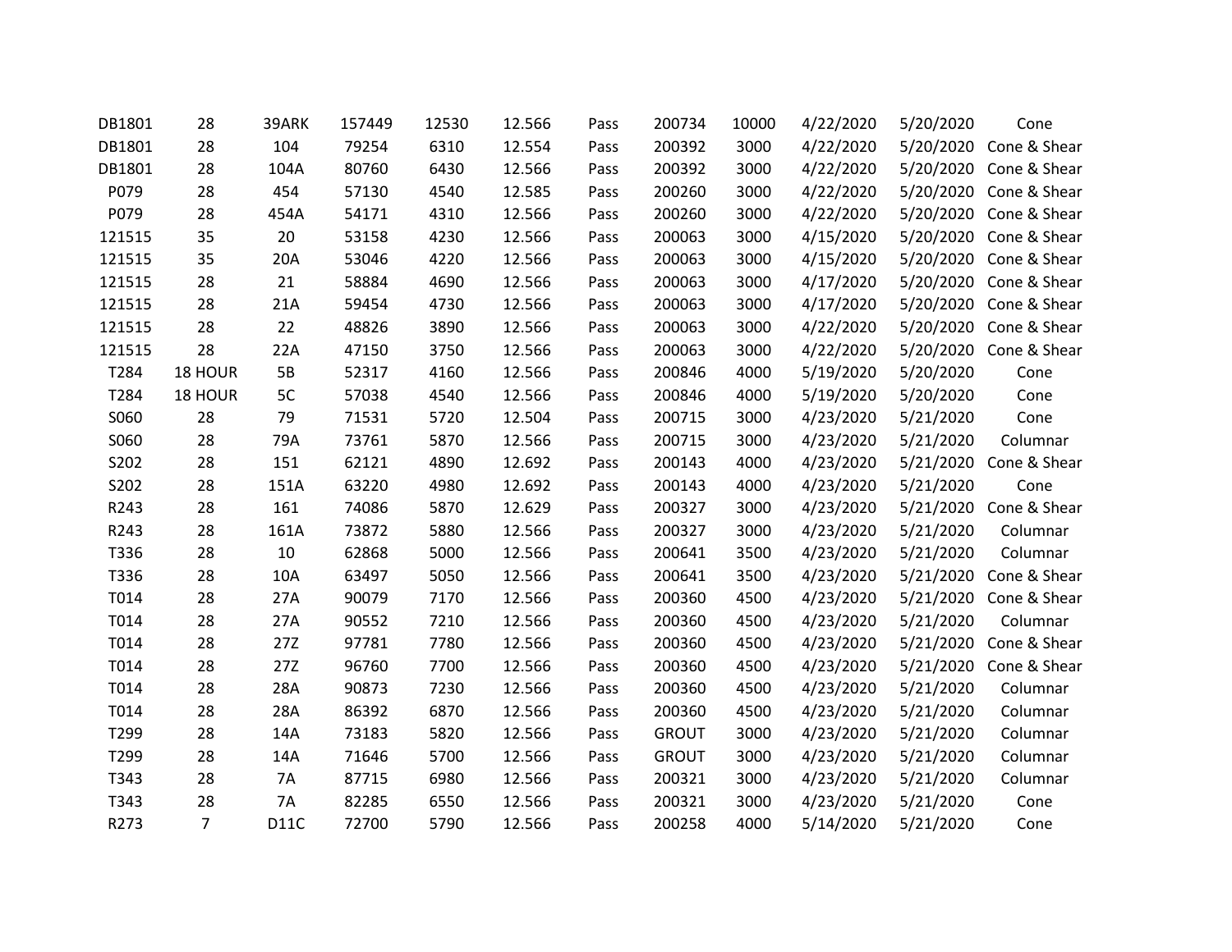| | | | | | | | | | | | |
|---|---|---|---|---|---|---|---|---|---|---|---|
| DB1801 | 28 | 39ARK | 157449 | 12530 | 12.566 | Pass | 200734 | 10000 | 4/22/2020 | 5/20/2020 | Cone |
| DB1801 | 28 | 104 | 79254 | 6310 | 12.554 | Pass | 200392 | 3000 | 4/22/2020 | 5/20/2020 | Cone & Shear |
| DB1801 | 28 | 104A | 80760 | 6430 | 12.566 | Pass | 200392 | 3000 | 4/22/2020 | 5/20/2020 | Cone & Shear |
| P079 | 28 | 454 | 57130 | 4540 | 12.585 | Pass | 200260 | 3000 | 4/22/2020 | 5/20/2020 | Cone & Shear |
| P079 | 28 | 454A | 54171 | 4310 | 12.566 | Pass | 200260 | 3000 | 4/22/2020 | 5/20/2020 | Cone & Shear |
| 121515 | 35 | 20 | 53158 | 4230 | 12.566 | Pass | 200063 | 3000 | 4/15/2020 | 5/20/2020 | Cone & Shear |
| 121515 | 35 | 20A | 53046 | 4220 | 12.566 | Pass | 200063 | 3000 | 4/15/2020 | 5/20/2020 | Cone & Shear |
| 121515 | 28 | 21 | 58884 | 4690 | 12.566 | Pass | 200063 | 3000 | 4/17/2020 | 5/20/2020 | Cone & Shear |
| 121515 | 28 | 21A | 59454 | 4730 | 12.566 | Pass | 200063 | 3000 | 4/17/2020 | 5/20/2020 | Cone & Shear |
| 121515 | 28 | 22 | 48826 | 3890 | 12.566 | Pass | 200063 | 3000 | 4/22/2020 | 5/20/2020 | Cone & Shear |
| 121515 | 28 | 22A | 47150 | 3750 | 12.566 | Pass | 200063 | 3000 | 4/22/2020 | 5/20/2020 | Cone & Shear |
| T284 | 18 HOUR | 5B | 52317 | 4160 | 12.566 | Pass | 200846 | 4000 | 5/19/2020 | 5/20/2020 | Cone |
| T284 | 18 HOUR | 5C | 57038 | 4540 | 12.566 | Pass | 200846 | 4000 | 5/19/2020 | 5/20/2020 | Cone |
| S060 | 28 | 79 | 71531 | 5720 | 12.504 | Pass | 200715 | 3000 | 4/23/2020 | 5/21/2020 | Cone |
| S060 | 28 | 79A | 73761 | 5870 | 12.566 | Pass | 200715 | 3000 | 4/23/2020 | 5/21/2020 | Columnar |
| S202 | 28 | 151 | 62121 | 4890 | 12.692 | Pass | 200143 | 4000 | 4/23/2020 | 5/21/2020 | Cone & Shear |
| S202 | 28 | 151A | 63220 | 4980 | 12.692 | Pass | 200143 | 4000 | 4/23/2020 | 5/21/2020 | Cone |
| R243 | 28 | 161 | 74086 | 5870 | 12.629 | Pass | 200327 | 3000 | 4/23/2020 | 5/21/2020 | Cone & Shear |
| R243 | 28 | 161A | 73872 | 5880 | 12.566 | Pass | 200327 | 3000 | 4/23/2020 | 5/21/2020 | Columnar |
| T336 | 28 | 10 | 62868 | 5000 | 12.566 | Pass | 200641 | 3500 | 4/23/2020 | 5/21/2020 | Columnar |
| T336 | 28 | 10A | 63497 | 5050 | 12.566 | Pass | 200641 | 3500 | 4/23/2020 | 5/21/2020 | Cone & Shear |
| T014 | 28 | 27A | 90079 | 7170 | 12.566 | Pass | 200360 | 4500 | 4/23/2020 | 5/21/2020 | Cone & Shear |
| T014 | 28 | 27A | 90552 | 7210 | 12.566 | Pass | 200360 | 4500 | 4/23/2020 | 5/21/2020 | Columnar |
| T014 | 28 | 27Z | 97781 | 7780 | 12.566 | Pass | 200360 | 4500 | 4/23/2020 | 5/21/2020 | Cone & Shear |
| T014 | 28 | 27Z | 96760 | 7700 | 12.566 | Pass | 200360 | 4500 | 4/23/2020 | 5/21/2020 | Cone & Shear |
| T014 | 28 | 28A | 90873 | 7230 | 12.566 | Pass | 200360 | 4500 | 4/23/2020 | 5/21/2020 | Columnar |
| T014 | 28 | 28A | 86392 | 6870 | 12.566 | Pass | 200360 | 4500 | 4/23/2020 | 5/21/2020 | Columnar |
| T299 | 28 | 14A | 73183 | 5820 | 12.566 | Pass | GROUT | 3000 | 4/23/2020 | 5/21/2020 | Columnar |
| T299 | 28 | 14A | 71646 | 5700 | 12.566 | Pass | GROUT | 3000 | 4/23/2020 | 5/21/2020 | Columnar |
| T343 | 28 | 7A | 87715 | 6980 | 12.566 | Pass | 200321 | 3000 | 4/23/2020 | 5/21/2020 | Columnar |
| T343 | 28 | 7A | 82285 | 6550 | 12.566 | Pass | 200321 | 3000 | 4/23/2020 | 5/21/2020 | Cone |
| R273 | 7 | D11C | 72700 | 5790 | 12.566 | Pass | 200258 | 4000 | 5/14/2020 | 5/21/2020 | Cone |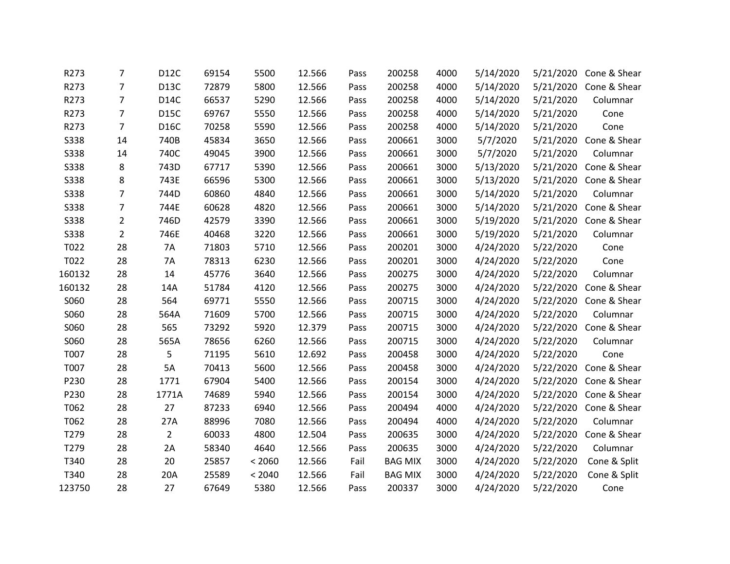| | | | | | | | | | | | |
|---|---|---|---|---|---|---|---|---|---|---|---|
| R273 | 7 | D12C | 69154 | 5500 | 12.566 | Pass | 200258 | 4000 | 5/14/2020 | 5/21/2020 | Cone & Shear |
| R273 | 7 | D13C | 72879 | 5800 | 12.566 | Pass | 200258 | 4000 | 5/14/2020 | 5/21/2020 | Cone & Shear |
| R273 | 7 | D14C | 66537 | 5290 | 12.566 | Pass | 200258 | 4000 | 5/14/2020 | 5/21/2020 | Columnar |
| R273 | 7 | D15C | 69767 | 5550 | 12.566 | Pass | 200258 | 4000 | 5/14/2020 | 5/21/2020 | Cone |
| R273 | 7 | D16C | 70258 | 5590 | 12.566 | Pass | 200258 | 4000 | 5/14/2020 | 5/21/2020 | Cone |
| S338 | 14 | 740B | 45834 | 3650 | 12.566 | Pass | 200661 | 3000 | 5/7/2020 | 5/21/2020 | Cone & Shear |
| S338 | 14 | 740C | 49045 | 3900 | 12.566 | Pass | 200661 | 3000 | 5/7/2020 | 5/21/2020 | Columnar |
| S338 | 8 | 743D | 67717 | 5390 | 12.566 | Pass | 200661 | 3000 | 5/13/2020 | 5/21/2020 | Cone & Shear |
| S338 | 8 | 743E | 66596 | 5300 | 12.566 | Pass | 200661 | 3000 | 5/13/2020 | 5/21/2020 | Cone & Shear |
| S338 | 7 | 744D | 60860 | 4840 | 12.566 | Pass | 200661 | 3000 | 5/14/2020 | 5/21/2020 | Columnar |
| S338 | 7 | 744E | 60628 | 4820 | 12.566 | Pass | 200661 | 3000 | 5/14/2020 | 5/21/2020 | Cone & Shear |
| S338 | 2 | 746D | 42579 | 3390 | 12.566 | Pass | 200661 | 3000 | 5/19/2020 | 5/21/2020 | Cone & Shear |
| S338 | 2 | 746E | 40468 | 3220 | 12.566 | Pass | 200661 | 3000 | 5/19/2020 | 5/21/2020 | Columnar |
| T022 | 28 | 7A | 71803 | 5710 | 12.566 | Pass | 200201 | 3000 | 4/24/2020 | 5/22/2020 | Cone |
| T022 | 28 | 7A | 78313 | 6230 | 12.566 | Pass | 200201 | 3000 | 4/24/2020 | 5/22/2020 | Cone |
| 160132 | 28 | 14 | 45776 | 3640 | 12.566 | Pass | 200275 | 3000 | 4/24/2020 | 5/22/2020 | Columnar |
| 160132 | 28 | 14A | 51784 | 4120 | 12.566 | Pass | 200275 | 3000 | 4/24/2020 | 5/22/2020 | Cone & Shear |
| S060 | 28 | 564 | 69771 | 5550 | 12.566 | Pass | 200715 | 3000 | 4/24/2020 | 5/22/2020 | Cone & Shear |
| S060 | 28 | 564A | 71609 | 5700 | 12.566 | Pass | 200715 | 3000 | 4/24/2020 | 5/22/2020 | Columnar |
| S060 | 28 | 565 | 73292 | 5920 | 12.379 | Pass | 200715 | 3000 | 4/24/2020 | 5/22/2020 | Cone & Shear |
| S060 | 28 | 565A | 78656 | 6260 | 12.566 | Pass | 200715 | 3000 | 4/24/2020 | 5/22/2020 | Columnar |
| T007 | 28 | 5 | 71195 | 5610 | 12.692 | Pass | 200458 | 3000 | 4/24/2020 | 5/22/2020 | Cone |
| T007 | 28 | 5A | 70413 | 5600 | 12.566 | Pass | 200458 | 3000 | 4/24/2020 | 5/22/2020 | Cone & Shear |
| P230 | 28 | 1771 | 67904 | 5400 | 12.566 | Pass | 200154 | 3000 | 4/24/2020 | 5/22/2020 | Cone & Shear |
| P230 | 28 | 1771A | 74689 | 5940 | 12.566 | Pass | 200154 | 3000 | 4/24/2020 | 5/22/2020 | Cone & Shear |
| T062 | 28 | 27 | 87233 | 6940 | 12.566 | Pass | 200494 | 4000 | 4/24/2020 | 5/22/2020 | Cone & Shear |
| T062 | 28 | 27A | 88996 | 7080 | 12.566 | Pass | 200494 | 4000 | 4/24/2020 | 5/22/2020 | Columnar |
| T279 | 28 | 2 | 60033 | 4800 | 12.504 | Pass | 200635 | 3000 | 4/24/2020 | 5/22/2020 | Cone & Shear |
| T279 | 28 | 2A | 58340 | 4640 | 12.566 | Pass | 200635 | 3000 | 4/24/2020 | 5/22/2020 | Columnar |
| T340 | 28 | 20 | 25857 | < 2060 | 12.566 | Fail | BAG MIX | 3000 | 4/24/2020 | 5/22/2020 | Cone & Split |
| T340 | 28 | 20A | 25589 | < 2040 | 12.566 | Fail | BAG MIX | 3000 | 4/24/2020 | 5/22/2020 | Cone & Split |
| 123750 | 28 | 27 | 67649 | 5380 | 12.566 | Pass | 200337 | 3000 | 4/24/2020 | 5/22/2020 | Cone |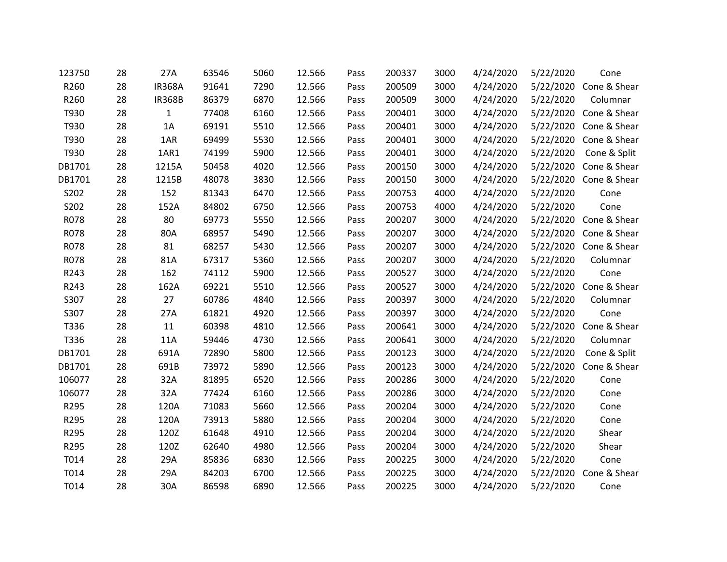| | | | | | | | | | | | |
|---|---|---|---|---|---|---|---|---|---|---|---|
| 123750 | 28 | 27A | 63546 | 5060 | 12.566 | Pass | 200337 | 3000 | 4/24/2020 | 5/22/2020 | Cone |
| R260 | 28 | IR368A | 91641 | 7290 | 12.566 | Pass | 200509 | 3000 | 4/24/2020 | 5/22/2020 | Cone & Shear |
| R260 | 28 | IR368B | 86379 | 6870 | 12.566 | Pass | 200509 | 3000 | 4/24/2020 | 5/22/2020 | Columnar |
| T930 | 28 | 1 | 77408 | 6160 | 12.566 | Pass | 200401 | 3000 | 4/24/2020 | 5/22/2020 | Cone & Shear |
| T930 | 28 | 1A | 69191 | 5510 | 12.566 | Pass | 200401 | 3000 | 4/24/2020 | 5/22/2020 | Cone & Shear |
| T930 | 28 | 1AR | 69499 | 5530 | 12.566 | Pass | 200401 | 3000 | 4/24/2020 | 5/22/2020 | Cone & Shear |
| T930 | 28 | 1AR1 | 74199 | 5900 | 12.566 | Pass | 200401 | 3000 | 4/24/2020 | 5/22/2020 | Cone & Split |
| DB1701 | 28 | 1215A | 50458 | 4020 | 12.566 | Pass | 200150 | 3000 | 4/24/2020 | 5/22/2020 | Cone & Shear |
| DB1701 | 28 | 1215B | 48078 | 3830 | 12.566 | Pass | 200150 | 3000 | 4/24/2020 | 5/22/2020 | Cone & Shear |
| S202 | 28 | 152 | 81343 | 6470 | 12.566 | Pass | 200753 | 4000 | 4/24/2020 | 5/22/2020 | Cone |
| S202 | 28 | 152A | 84802 | 6750 | 12.566 | Pass | 200753 | 4000 | 4/24/2020 | 5/22/2020 | Cone |
| R078 | 28 | 80 | 69773 | 5550 | 12.566 | Pass | 200207 | 3000 | 4/24/2020 | 5/22/2020 | Cone & Shear |
| R078 | 28 | 80A | 68957 | 5490 | 12.566 | Pass | 200207 | 3000 | 4/24/2020 | 5/22/2020 | Cone & Shear |
| R078 | 28 | 81 | 68257 | 5430 | 12.566 | Pass | 200207 | 3000 | 4/24/2020 | 5/22/2020 | Cone & Shear |
| R078 | 28 | 81A | 67317 | 5360 | 12.566 | Pass | 200207 | 3000 | 4/24/2020 | 5/22/2020 | Columnar |
| R243 | 28 | 162 | 74112 | 5900 | 12.566 | Pass | 200527 | 3000 | 4/24/2020 | 5/22/2020 | Cone |
| R243 | 28 | 162A | 69221 | 5510 | 12.566 | Pass | 200527 | 3000 | 4/24/2020 | 5/22/2020 | Cone & Shear |
| S307 | 28 | 27 | 60786 | 4840 | 12.566 | Pass | 200397 | 3000 | 4/24/2020 | 5/22/2020 | Columnar |
| S307 | 28 | 27A | 61821 | 4920 | 12.566 | Pass | 200397 | 3000 | 4/24/2020 | 5/22/2020 | Cone |
| T336 | 28 | 11 | 60398 | 4810 | 12.566 | Pass | 200641 | 3000 | 4/24/2020 | 5/22/2020 | Cone & Shear |
| T336 | 28 | 11A | 59446 | 4730 | 12.566 | Pass | 200641 | 3000 | 4/24/2020 | 5/22/2020 | Columnar |
| DB1701 | 28 | 691A | 72890 | 5800 | 12.566 | Pass | 200123 | 3000 | 4/24/2020 | 5/22/2020 | Cone & Split |
| DB1701 | 28 | 691B | 73972 | 5890 | 12.566 | Pass | 200123 | 3000 | 4/24/2020 | 5/22/2020 | Cone & Shear |
| 106077 | 28 | 32A | 81895 | 6520 | 12.566 | Pass | 200286 | 3000 | 4/24/2020 | 5/22/2020 | Cone |
| 106077 | 28 | 32A | 77424 | 6160 | 12.566 | Pass | 200286 | 3000 | 4/24/2020 | 5/22/2020 | Cone |
| R295 | 28 | 120A | 71083 | 5660 | 12.566 | Pass | 200204 | 3000 | 4/24/2020 | 5/22/2020 | Cone |
| R295 | 28 | 120A | 73913 | 5880 | 12.566 | Pass | 200204 | 3000 | 4/24/2020 | 5/22/2020 | Cone |
| R295 | 28 | 120Z | 61648 | 4910 | 12.566 | Pass | 200204 | 3000 | 4/24/2020 | 5/22/2020 | Shear |
| R295 | 28 | 120Z | 62640 | 4980 | 12.566 | Pass | 200204 | 3000 | 4/24/2020 | 5/22/2020 | Shear |
| T014 | 28 | 29A | 85836 | 6830 | 12.566 | Pass | 200225 | 3000 | 4/24/2020 | 5/22/2020 | Cone |
| T014 | 28 | 29A | 84203 | 6700 | 12.566 | Pass | 200225 | 3000 | 4/24/2020 | 5/22/2020 | Cone & Shear |
| T014 | 28 | 30A | 86598 | 6890 | 12.566 | Pass | 200225 | 3000 | 4/24/2020 | 5/22/2020 | Cone |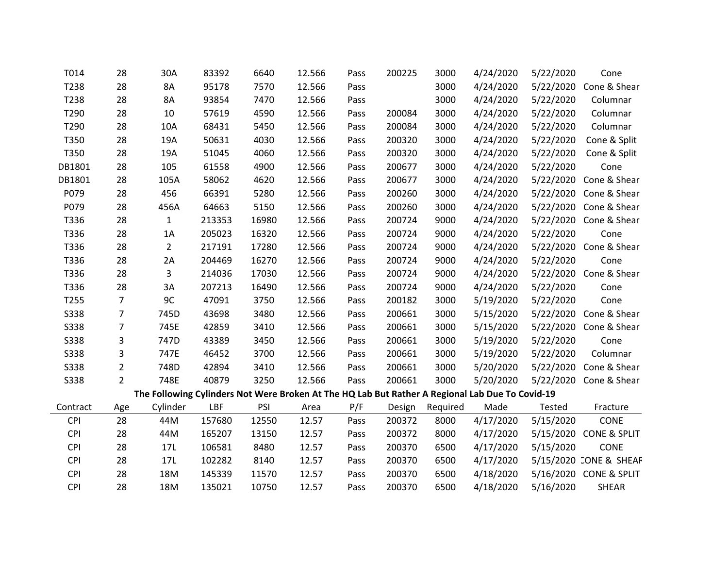| | | | | | | | | | | | |
|---|---|---|---|---|---|---|---|---|---|---|---|
| T014 | 28 | 30A | 83392 | 6640 | 12.566 | Pass | 200225 | 3000 | 4/24/2020 | 5/22/2020 | Cone |
| T238 | 28 | 8A | 95178 | 7570 | 12.566 | Pass | | 3000 | 4/24/2020 | 5/22/2020 | Cone & Shear |
| T238 | 28 | 8A | 93854 | 7470 | 12.566 | Pass | | 3000 | 4/24/2020 | 5/22/2020 | Columnar |
| T290 | 28 | 10 | 57619 | 4590 | 12.566 | Pass | 200084 | 3000 | 4/24/2020 | 5/22/2020 | Columnar |
| T290 | 28 | 10A | 68431 | 5450 | 12.566 | Pass | 200084 | 3000 | 4/24/2020 | 5/22/2020 | Columnar |
| T350 | 28 | 19A | 50631 | 4030 | 12.566 | Pass | 200320 | 3000 | 4/24/2020 | 5/22/2020 | Cone & Split |
| T350 | 28 | 19A | 51045 | 4060 | 12.566 | Pass | 200320 | 3000 | 4/24/2020 | 5/22/2020 | Cone & Split |
| DB1801 | 28 | 105 | 61558 | 4900 | 12.566 | Pass | 200677 | 3000 | 4/24/2020 | 5/22/2020 | Cone |
| DB1801 | 28 | 105A | 58062 | 4620 | 12.566 | Pass | 200677 | 3000 | 4/24/2020 | 5/22/2020 | Cone & Shear |
| P079 | 28 | 456 | 66391 | 5280 | 12.566 | Pass | 200260 | 3000 | 4/24/2020 | 5/22/2020 | Cone & Shear |
| P079 | 28 | 456A | 64663 | 5150 | 12.566 | Pass | 200260 | 3000 | 4/24/2020 | 5/22/2020 | Cone & Shear |
| T336 | 28 | 1 | 213353 | 16980 | 12.566 | Pass | 200724 | 9000 | 4/24/2020 | 5/22/2020 | Cone & Shear |
| T336 | 28 | 1A | 205023 | 16320 | 12.566 | Pass | 200724 | 9000 | 4/24/2020 | 5/22/2020 | Cone |
| T336 | 28 | 2 | 217191 | 17280 | 12.566 | Pass | 200724 | 9000 | 4/24/2020 | 5/22/2020 | Cone & Shear |
| T336 | 28 | 2A | 204469 | 16270 | 12.566 | Pass | 200724 | 9000 | 4/24/2020 | 5/22/2020 | Cone |
| T336 | 28 | 3 | 214036 | 17030 | 12.566 | Pass | 200724 | 9000 | 4/24/2020 | 5/22/2020 | Cone & Shear |
| T336 | 28 | 3A | 207213 | 16490 | 12.566 | Pass | 200724 | 9000 | 4/24/2020 | 5/22/2020 | Cone |
| T255 | 7 | 9C | 47091 | 3750 | 12.566 | Pass | 200182 | 3000 | 5/19/2020 | 5/22/2020 | Cone |
| S338 | 7 | 745D | 43698 | 3480 | 12.566 | Pass | 200661 | 3000 | 5/15/2020 | 5/22/2020 | Cone & Shear |
| S338 | 7 | 745E | 42859 | 3410 | 12.566 | Pass | 200661 | 3000 | 5/15/2020 | 5/22/2020 | Cone & Shear |
| S338 | 3 | 747D | 43389 | 3450 | 12.566 | Pass | 200661 | 3000 | 5/19/2020 | 5/22/2020 | Cone |
| S338 | 3 | 747E | 46452 | 3700 | 12.566 | Pass | 200661 | 3000 | 5/19/2020 | 5/22/2020 | Columnar |
| S338 | 2 | 748D | 42894 | 3410 | 12.566 | Pass | 200661 | 3000 | 5/20/2020 | 5/22/2020 | Cone & Shear |
| S338 | 2 | 748E | 40879 | 3250 | 12.566 | Pass | 200661 | 3000 | 5/20/2020 | 5/22/2020 | Cone & Shear |

**The Following Cylinders Not Were Broken At The HQ Lab But Rather A Regional Lab Due To Covid-19**

| Contract | Age | Cylinder | LBF | PSI | Area | P/F | Design | Required | Made | Tested | Fracture |
|---|---|---|---|---|---|---|---|---|---|---|---|
| CPI | 28 | 44M | 157680 | 12550 | 12.57 | Pass | 200372 | 8000 | 4/17/2020 | 5/15/2020 | CONE |
| CPI | 28 | 44M | 165207 | 13150 | 12.57 | Pass | 200372 | 8000 | 4/17/2020 | 5/15/2020 | CONE & SPLIT |
| CPI | 28 | 17L | 106581 | 8480 | 12.57 | Pass | 200370 | 6500 | 4/17/2020 | 5/15/2020 | CONE |
| CPI | 28 | 17L | 102282 | 8140 | 12.57 | Pass | 200370 | 6500 | 4/17/2020 | 5/15/2020 | CONE & SHEAR |
| CPI | 28 | 18M | 145339 | 11570 | 12.57 | Pass | 200370 | 6500 | 4/18/2020 | 5/16/2020 | CONE & SPLIT |
| CPI | 28 | 18M | 135021 | 10750 | 12.57 | Pass | 200370 | 6500 | 4/18/2020 | 5/16/2020 | SHEAR |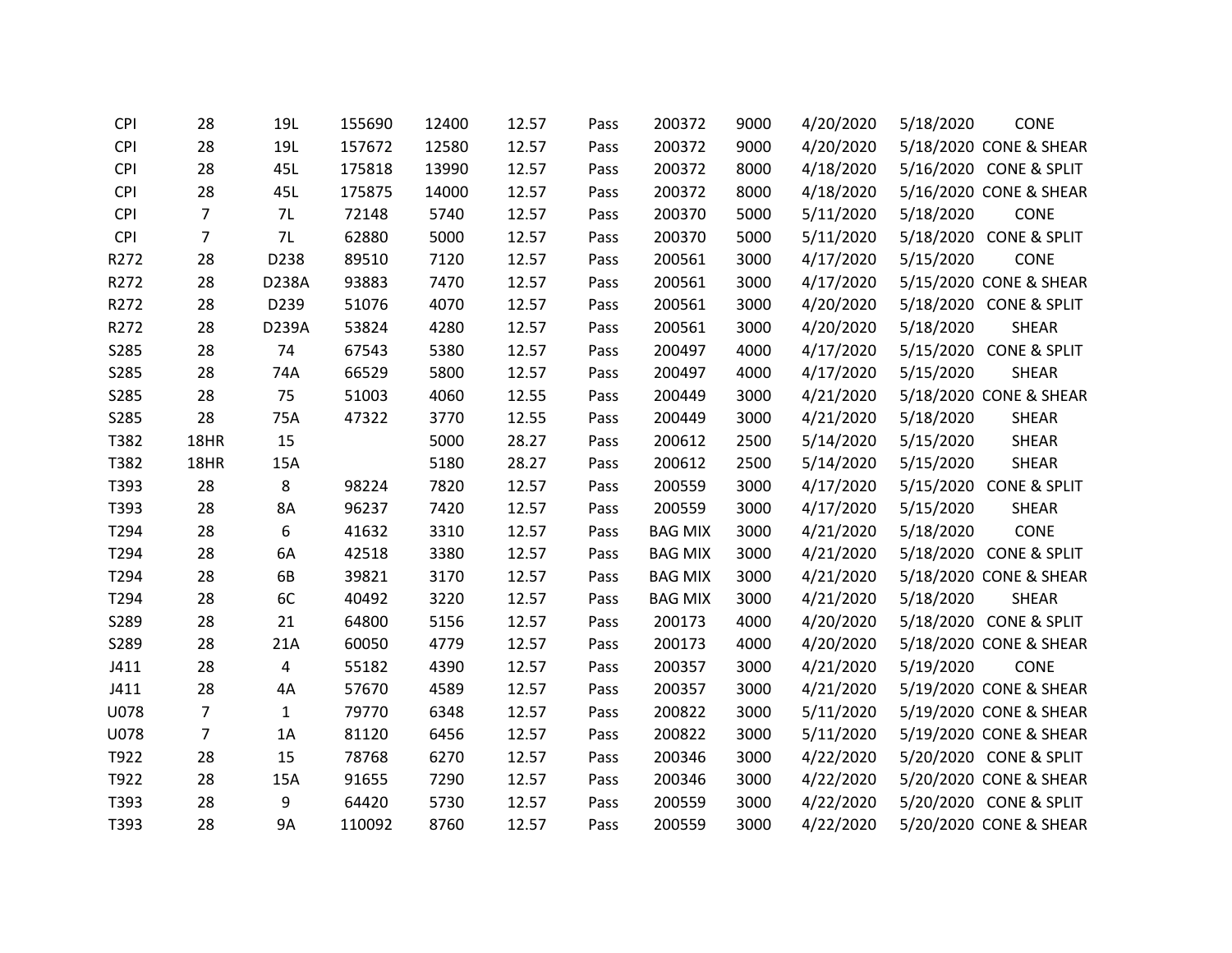| | | | | | | | | | | | |
|---|---|---|---|---|---|---|---|---|---|---|---|
| CPI | 28 | 19L | 155690 | 12400 | 12.57 | Pass | 200372 | 9000 | 4/20/2020 | 5/18/2020 | CONE |
| CPI | 28 | 19L | 157672 | 12580 | 12.57 | Pass | 200372 | 9000 | 4/20/2020 | 5/18/2020 | CONE & SHEAR |
| CPI | 28 | 45L | 175818 | 13990 | 12.57 | Pass | 200372 | 8000 | 4/18/2020 | 5/16/2020 | CONE & SPLIT |
| CPI | 28 | 45L | 175875 | 14000 | 12.57 | Pass | 200372 | 8000 | 4/18/2020 | 5/16/2020 | CONE & SHEAR |
| CPI | 7 | 7L | 72148 | 5740 | 12.57 | Pass | 200370 | 5000 | 5/11/2020 | 5/18/2020 | CONE |
| CPI | 7 | 7L | 62880 | 5000 | 12.57 | Pass | 200370 | 5000 | 5/11/2020 | 5/18/2020 | CONE & SPLIT |
| R272 | 28 | D238 | 89510 | 7120 | 12.57 | Pass | 200561 | 3000 | 4/17/2020 | 5/15/2020 | CONE |
| R272 | 28 | D238A | 93883 | 7470 | 12.57 | Pass | 200561 | 3000 | 4/17/2020 | 5/15/2020 | CONE & SHEAR |
| R272 | 28 | D239 | 51076 | 4070 | 12.57 | Pass | 200561 | 3000 | 4/20/2020 | 5/18/2020 | CONE & SPLIT |
| R272 | 28 | D239A | 53824 | 4280 | 12.57 | Pass | 200561 | 3000 | 4/20/2020 | 5/18/2020 | SHEAR |
| S285 | 28 | 74 | 67543 | 5380 | 12.57 | Pass | 200497 | 4000 | 4/17/2020 | 5/15/2020 | CONE & SPLIT |
| S285 | 28 | 74A | 66529 | 5800 | 12.57 | Pass | 200497 | 4000 | 4/17/2020 | 5/15/2020 | SHEAR |
| S285 | 28 | 75 | 51003 | 4060 | 12.55 | Pass | 200449 | 3000 | 4/21/2020 | 5/18/2020 | CONE & SHEAR |
| S285 | 28 | 75A | 47322 | 3770 | 12.55 | Pass | 200449 | 3000 | 4/21/2020 | 5/18/2020 | SHEAR |
| T382 | 18HR | 15 | | 5000 | 28.27 | Pass | 200612 | 2500 | 5/14/2020 | 5/15/2020 | SHEAR |
| T382 | 18HR | 15A | | 5180 | 28.27 | Pass | 200612 | 2500 | 5/14/2020 | 5/15/2020 | SHEAR |
| T393 | 28 | 8 | 98224 | 7820 | 12.57 | Pass | 200559 | 3000 | 4/17/2020 | 5/15/2020 | CONE & SPLIT |
| T393 | 28 | 8A | 96237 | 7420 | 12.57 | Pass | 200559 | 3000 | 4/17/2020 | 5/15/2020 | SHEAR |
| T294 | 28 | 6 | 41632 | 3310 | 12.57 | Pass | BAG MIX | 3000 | 4/21/2020 | 5/18/2020 | CONE |
| T294 | 28 | 6A | 42518 | 3380 | 12.57 | Pass | BAG MIX | 3000 | 4/21/2020 | 5/18/2020 | CONE & SPLIT |
| T294 | 28 | 6B | 39821 | 3170 | 12.57 | Pass | BAG MIX | 3000 | 4/21/2020 | 5/18/2020 | CONE & SHEAR |
| T294 | 28 | 6C | 40492 | 3220 | 12.57 | Pass | BAG MIX | 3000 | 4/21/2020 | 5/18/2020 | SHEAR |
| S289 | 28 | 21 | 64800 | 5156 | 12.57 | Pass | 200173 | 4000 | 4/20/2020 | 5/18/2020 | CONE & SPLIT |
| S289 | 28 | 21A | 60050 | 4779 | 12.57 | Pass | 200173 | 4000 | 4/20/2020 | 5/18/2020 | CONE & SHEAR |
| J411 | 28 | 4 | 55182 | 4390 | 12.57 | Pass | 200357 | 3000 | 4/21/2020 | 5/19/2020 | CONE |
| J411 | 28 | 4A | 57670 | 4589 | 12.57 | Pass | 200357 | 3000 | 4/21/2020 | 5/19/2020 | CONE & SHEAR |
| U078 | 7 | 1 | 79770 | 6348 | 12.57 | Pass | 200822 | 3000 | 5/11/2020 | 5/19/2020 | CONE & SHEAR |
| U078 | 7 | 1A | 81120 | 6456 | 12.57 | Pass | 200822 | 3000 | 5/11/2020 | 5/19/2020 | CONE & SHEAR |
| T922 | 28 | 15 | 78768 | 6270 | 12.57 | Pass | 200346 | 3000 | 4/22/2020 | 5/20/2020 | CONE & SPLIT |
| T922 | 28 | 15A | 91655 | 7290 | 12.57 | Pass | 200346 | 3000 | 4/22/2020 | 5/20/2020 | CONE & SHEAR |
| T393 | 28 | 9 | 64420 | 5730 | 12.57 | Pass | 200559 | 3000 | 4/22/2020 | 5/20/2020 | CONE & SPLIT |
| T393 | 28 | 9A | 110092 | 8760 | 12.57 | Pass | 200559 | 3000 | 4/22/2020 | 5/20/2020 | CONE & SHEAR |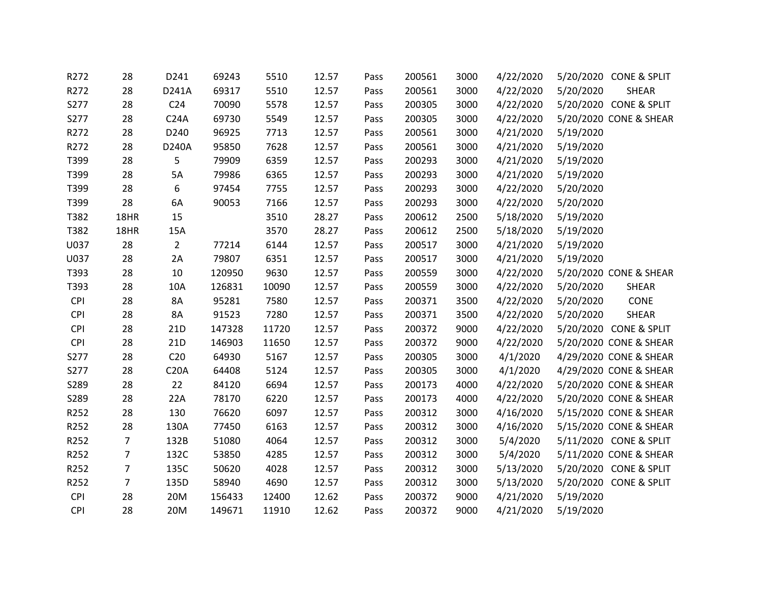| | | | | | | | | | | | |
|---|---|---|---|---|---|---|---|---|---|---|---|
| R272 | 28 | D241 | 69243 | 5510 | 12.57 | Pass | 200561 | 3000 | 4/22/2020 | 5/20/2020 | CONE & SPLIT |
| R272 | 28 | D241A | 69317 | 5510 | 12.57 | Pass | 200561 | 3000 | 4/22/2020 | 5/20/2020 | SHEAR |
| S277 | 28 | C24 | 70090 | 5578 | 12.57 | Pass | 200305 | 3000 | 4/22/2020 | 5/20/2020 | CONE & SPLIT |
| S277 | 28 | C24A | 69730 | 5549 | 12.57 | Pass | 200305 | 3000 | 4/22/2020 | 5/20/2020 | CONE & SHEAR |
| R272 | 28 | D240 | 96925 | 7713 | 12.57 | Pass | 200561 | 3000 | 4/21/2020 | 5/19/2020 | |
| R272 | 28 | D240A | 95850 | 7628 | 12.57 | Pass | 200561 | 3000 | 4/21/2020 | 5/19/2020 | |
| T399 | 28 | 5 | 79909 | 6359 | 12.57 | Pass | 200293 | 3000 | 4/21/2020 | 5/19/2020 | |
| T399 | 28 | 5A | 79986 | 6365 | 12.57 | Pass | 200293 | 3000 | 4/21/2020 | 5/19/2020 | |
| T399 | 28 | 6 | 97454 | 7755 | 12.57 | Pass | 200293 | 3000 | 4/22/2020 | 5/20/2020 | |
| T399 | 28 | 6A | 90053 | 7166 | 12.57 | Pass | 200293 | 3000 | 4/22/2020 | 5/20/2020 | |
| T382 | 18HR | 15 | | 3510 | 28.27 | Pass | 200612 | 2500 | 5/18/2020 | 5/19/2020 | |
| T382 | 18HR | 15A | | 3570 | 28.27 | Pass | 200612 | 2500 | 5/18/2020 | 5/19/2020 | |
| U037 | 28 | 2 | 77214 | 6144 | 12.57 | Pass | 200517 | 3000 | 4/21/2020 | 5/19/2020 | |
| U037 | 28 | 2A | 79807 | 6351 | 12.57 | Pass | 200517 | 3000 | 4/21/2020 | 5/19/2020 | |
| T393 | 28 | 10 | 120950 | 9630 | 12.57 | Pass | 200559 | 3000 | 4/22/2020 | 5/20/2020 | CONE & SHEAR |
| T393 | 28 | 10A | 126831 | 10090 | 12.57 | Pass | 200559 | 3000 | 4/22/2020 | 5/20/2020 | SHEAR |
| CPI | 28 | 8A | 95281 | 7580 | 12.57 | Pass | 200371 | 3500 | 4/22/2020 | 5/20/2020 | CONE |
| CPI | 28 | 8A | 91523 | 7280 | 12.57 | Pass | 200371 | 3500 | 4/22/2020 | 5/20/2020 | SHEAR |
| CPI | 28 | 21D | 147328 | 11720 | 12.57 | Pass | 200372 | 9000 | 4/22/2020 | 5/20/2020 | CONE & SPLIT |
| CPI | 28 | 21D | 146903 | 11650 | 12.57 | Pass | 200372 | 9000 | 4/22/2020 | 5/20/2020 | CONE & SHEAR |
| S277 | 28 | C20 | 64930 | 5167 | 12.57 | Pass | 200305 | 3000 | 4/1/2020 | 4/29/2020 | CONE & SHEAR |
| S277 | 28 | C20A | 64408 | 5124 | 12.57 | Pass | 200305 | 3000 | 4/1/2020 | 4/29/2020 | CONE & SHEAR |
| S289 | 28 | 22 | 84120 | 6694 | 12.57 | Pass | 200173 | 4000 | 4/22/2020 | 5/20/2020 | CONE & SHEAR |
| S289 | 28 | 22A | 78170 | 6220 | 12.57 | Pass | 200173 | 4000 | 4/22/2020 | 5/20/2020 | CONE & SHEAR |
| R252 | 28 | 130 | 76620 | 6097 | 12.57 | Pass | 200312 | 3000 | 4/16/2020 | 5/15/2020 | CONE & SHEAR |
| R252 | 28 | 130A | 77450 | 6163 | 12.57 | Pass | 200312 | 3000 | 4/16/2020 | 5/15/2020 | CONE & SHEAR |
| R252 | 7 | 132B | 51080 | 4064 | 12.57 | Pass | 200312 | 3000 | 5/4/2020 | 5/11/2020 | CONE & SPLIT |
| R252 | 7 | 132C | 53850 | 4285 | 12.57 | Pass | 200312 | 3000 | 5/4/2020 | 5/11/2020 | CONE & SHEAR |
| R252 | 7 | 135C | 50620 | 4028 | 12.57 | Pass | 200312 | 3000 | 5/13/2020 | 5/20/2020 | CONE & SPLIT |
| R252 | 7 | 135D | 58940 | 4690 | 12.57 | Pass | 200312 | 3000 | 5/13/2020 | 5/20/2020 | CONE & SPLIT |
| CPI | 28 | 20M | 156433 | 12400 | 12.62 | Pass | 200372 | 9000 | 4/21/2020 | 5/19/2020 | |
| CPI | 28 | 20M | 149671 | 11910 | 12.62 | Pass | 200372 | 9000 | 4/21/2020 | 5/19/2020 | |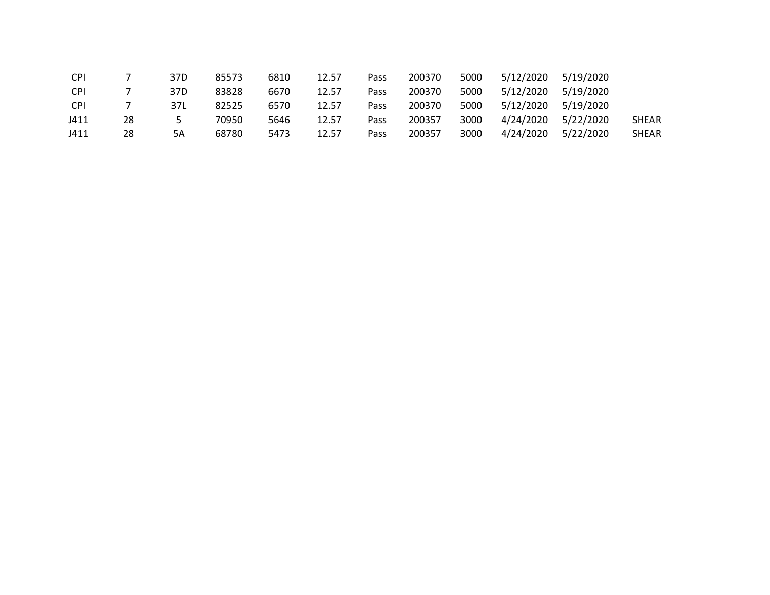| | | | | | | | | | | | |
|---|---|---|---|---|---|---|---|---|---|---|---|
| CPI | 7 | 37D | 85573 | 6810 | 12.57 | Pass | 200370 | 5000 | 5/12/2020 | 5/19/2020 | |
| CPI | 7 | 37D | 83828 | 6670 | 12.57 | Pass | 200370 | 5000 | 5/12/2020 | 5/19/2020 | |
| CPI | 7 | 37L | 82525 | 6570 | 12.57 | Pass | 200370 | 5000 | 5/12/2020 | 5/19/2020 | |
| J411 | 28 | 5 | 70950 | 5646 | 12.57 | Pass | 200357 | 3000 | 4/24/2020 | 5/22/2020 | SHEAR |
| J411 | 28 | 5A | 68780 | 5473 | 12.57 | Pass | 200357 | 3000 | 4/24/2020 | 5/22/2020 | SHEAR |